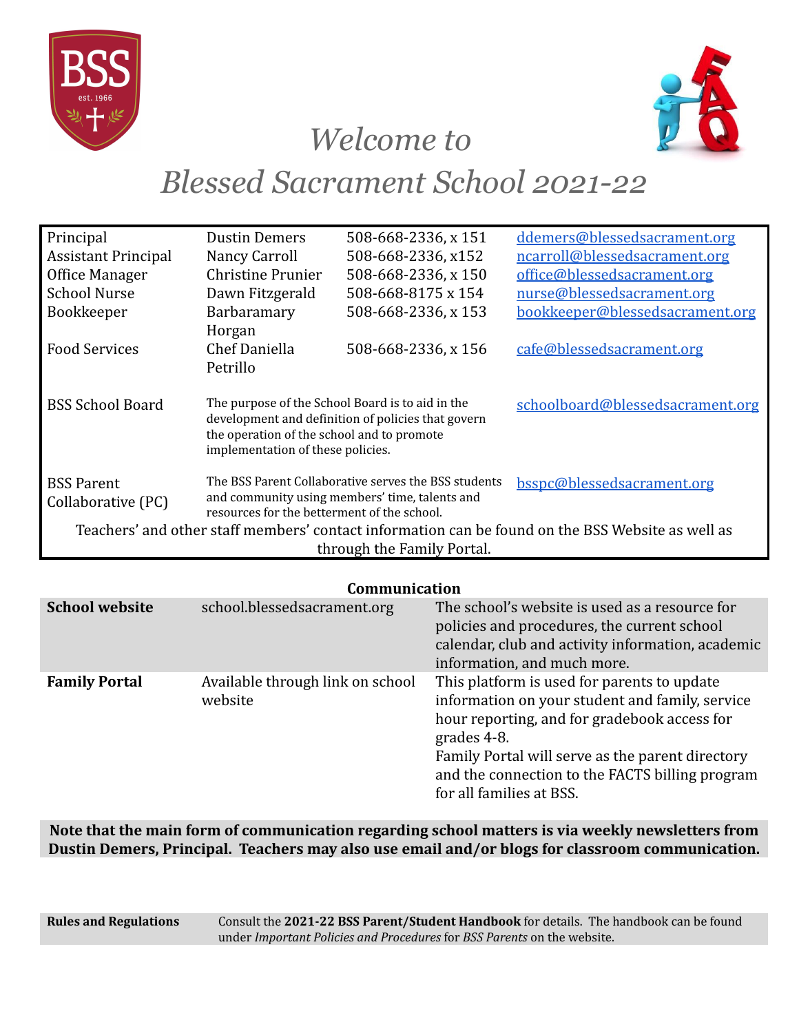# *Welcome to Blessed Sacrament School 2021-22*

| | | | |
|---|---|---|---|
| Principal | Dustin Demers | 508-668-2336, x 151 | ddemers@blessedsacrament.org |
| Assistant Principal | Nancy Carroll | 508-668-2336, x152 | ncarroll@blessedsacrament.org |
| Office Manager | Christine Prunier | 508-668-2336, x 150 | office@blessedsacrament.org |
| School Nurse | Dawn Fitzgerald | 508-668-8175 x 154 | nurse@blessedsacrament.org |
| Bookkeeper | Barbaramary Horgan | 508-668-2336, x 153 | bookkeeper@blessedsacrament.org |
| Food Services | Chef Daniella Petrillo | 508-668-2336, x 156 | cafe@blessedsacrament.org |
| BSS School Board | The purpose of the School Board is to aid in the development and definition of policies that govern the operation of the school and to promote implementation of these policies. | | schoolboard@blessedsacrament.org |
| BSS Parent Collaborative (PC) | The BSS Parent Collaborative serves the BSS students and community using members' time, talents and resources for the betterment of the school. | | bsspc@blessedsacrament.org |

Teachers' and other staff members' contact information can be found on the BSS Website as well as through the Family Portal.

## Communication

| | | |
|---|---|---|
| **School website** | school.blessedsacrament.org | The school's website is used as a resource for policies and procedures, the current school calendar, club and activity information, academic information, and much more. |
| **Family Portal** | Available through link on school website | This platform is used for parents to update information on your student and family, service hour reporting, and for gradebook access for grades 4-8.<br>Family Portal will serve as the parent directory and the connection to the FACTS billing program for all families at BSS. |

**Note that the main form of communication regarding school matters is via weekly newsletters from Dustin Demers, Principal. Teachers may also use email and/or blogs for classroom communication.**

| | |
|---|---|
| **Rules and Regulations** | Consult the **2021-22 BSS Parent/Student Handbook** for details. The handbook can be found under *Important Policies and Procedures* for *BSS Parents* on the website. |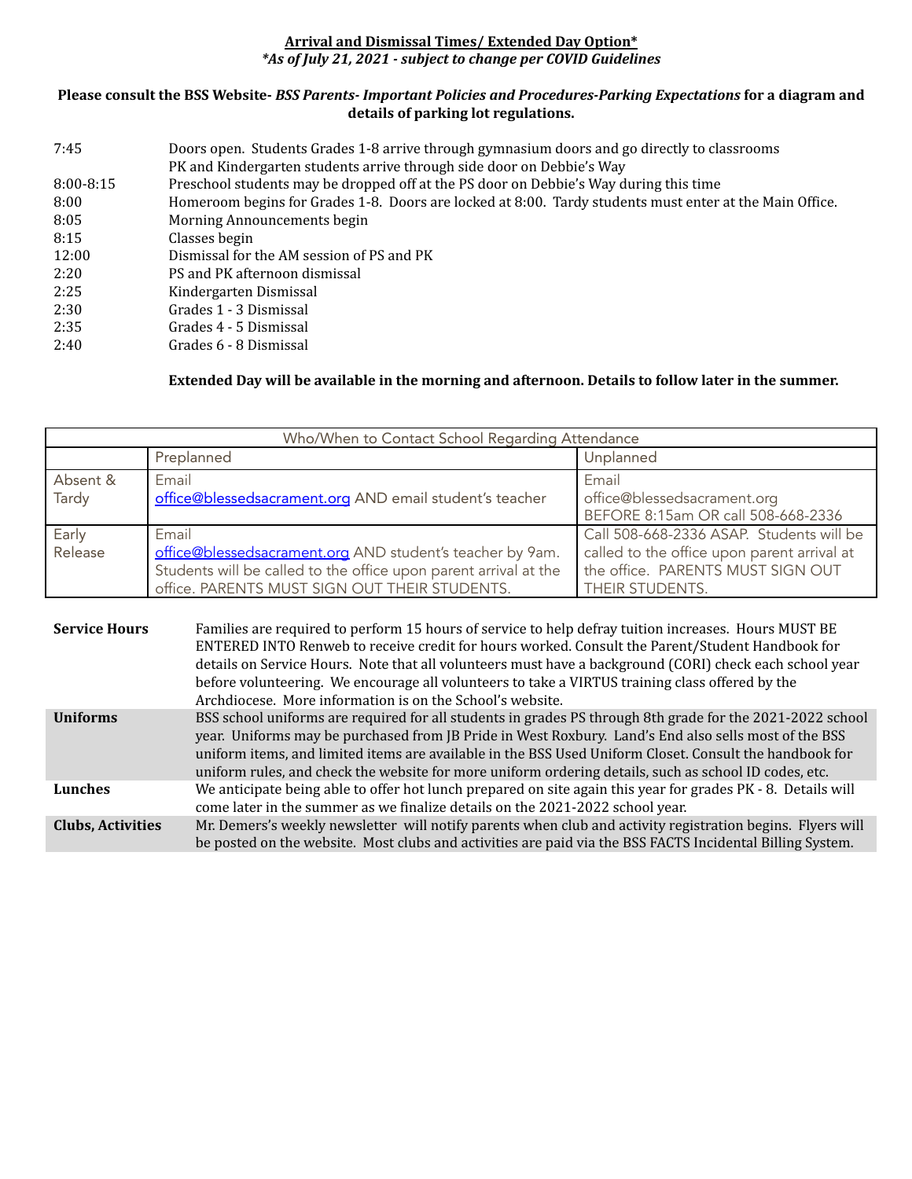**Arrival and Dismissal Times/ Extended Day Option***
***As of July 21, 2021 - subject to change per COVID Guidelines***

**Please consult the BSS Website- *BSS Parents- Important Policies and Procedures-Parking Expectations* for a diagram and details of parking lot regulations.**

| | |
|---|---|
| 7:45 | Doors open. Students Grades 1-8 arrive through gymnasium doors and go directly to classrooms<br>PK and Kindergarten students arrive through side door on Debbie's Way |
| 8:00-8:15 | Preschool students may be dropped off at the PS door on Debbie's Way during this time |
| 8:00 | Homeroom begins for Grades 1-8. Doors are locked at 8:00. Tardy students must enter at the Main Office. |
| 8:05 | Morning Announcements begin |
| 8:15 | Classes begin |
| 12:00 | Dismissal for the AM session of PS and PK |
| 2:20 | PS and PK afternoon dismissal |
| 2:25 | Kindergarten Dismissal |
| 2:30 | Grades 1 - 3 Dismissal |
| 2:35 | Grades 4 - 5 Dismissal |
| 2:40 | Grades 6 - 8 Dismissal |

**Extended Day will be available in the morning and afternoon. Details to follow later in the summer.**

| Who/When to Contact School Regarding Attendance | | |
|---|---|---|
| | Preplanned | Unplanned |
| Absent & Tardy | Email<br>office@blessedsacrament.org AND email student's teacher | Email<br>office@blessedsacrament.org<br>BEFORE 8:15am OR call 508-668-2336 |
| Early Release | Email<br>office@blessedsacrament.org AND student's teacher by 9am. Students will be called to the office upon parent arrival at the office. PARENTS MUST SIGN OUT THEIR STUDENTS. | Call 508-668-2336 ASAP. Students will be called to the office upon parent arrival at the office. PARENTS MUST SIGN OUT THEIR STUDENTS. |

| | |
|---|---|
| **Service Hours** | Families are required to perform 15 hours of service to help defray tuition increases. Hours MUST BE ENTERED INTO Renweb to receive credit for hours worked. Consult the Parent/Student Handbook for details on Service Hours. Note that all volunteers must have a background (CORI) check each school year before volunteering. We encourage all volunteers to take a VIRTUS training class offered by the Archdiocese. More information is on the School's website. |
| **Uniforms** | BSS school uniforms are required for all students in grades PS through 8th grade for the 2021-2022 school year. Uniforms may be purchased from JB Pride in West Roxbury. Land's End also sells most of the BSS uniform items, and limited items are available in the BSS Used Uniform Closet. Consult the handbook for uniform rules, and check the website for more uniform ordering details, such as school ID codes, etc. |
| **Lunches** | We anticipate being able to offer hot lunch prepared on site again this year for grades PK - 8. Details will come later in the summer as we finalize details on the 2021-2022 school year. |
| **Clubs, Activities** | Mr. Demers's weekly newsletter will notify parents when club and activity registration begins. Flyers will be posted on the website. Most clubs and activities are paid via the BSS FACTS Incidental Billing System. |